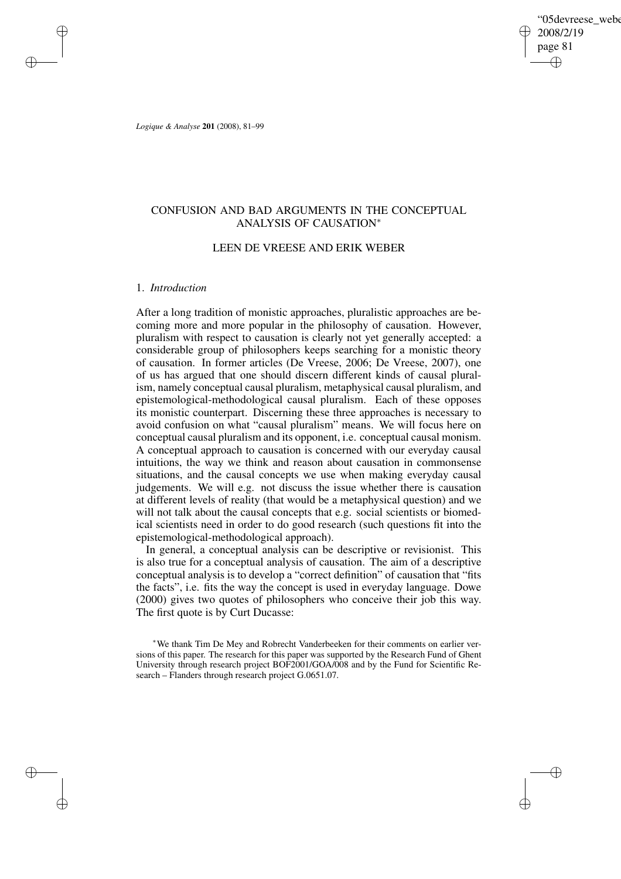# CONFUSION AND BAD ARGUMENTS IN THE CONCEPTUAL ANALYSIS OF CAUSATION*

## LEEN DE VREESE AND ERIK WEBER

### 1. *Introduction*

After a long tradition of monistic approaches, pluralistic approaches are becoming more and more popular in the philosophy of causation. However, pluralism with respect to causation is clearly not yet generally accepted: a considerable group of philosophers keeps searching for a monistic theory of causation. In former articles (De Vreese, 2006; De Vreese, 2007), one of us has argued that one should discern different kinds of causal pluralism, namely conceptual causal pluralism, metaphysical causal pluralism, and epistemological-methodological causal pluralism. Each of these opposes its monistic counterpart. Discerning these three approaches is necessary to avoid confusion on what "causal pluralism" means. We will focus here on conceptual causal pluralism and its opponent, i.e. conceptual causal monism. A conceptual approach to causation is concerned with our everyday causal intuitions, the way we think and reason about causation in commonsense situations, and the causal concepts we use when making everyday causal judgements. We will e.g. not discuss the issue whether there is causation at different levels of reality (that would be a metaphysical question) and we will not talk about the causal concepts that e.g. social scientists or biomedical scientists need in order to do good research (such questions fit into the epistemological-methodological approach).

In general, a conceptual analysis can be descriptive or revisionist. This is also true for a conceptual analysis of causation. The aim of a descriptive conceptual analysis is to develop a "correct definition" of causation that "fits the facts", i.e. fits the way the concept is used in everyday language. Dowe (2000) gives two quotes of philosophers who conceive their job this way. The first quote is by Curt Ducasse:

*We thank Tim De Mey and Robrecht Vanderbeeken for their comments on earlier versions of this paper. The research for this paper was supported by the Research Fund of Ghent University through research project BOF2001/GOA/008 and by the Fund for Scientific Research – Flanders through research project G.0651.07.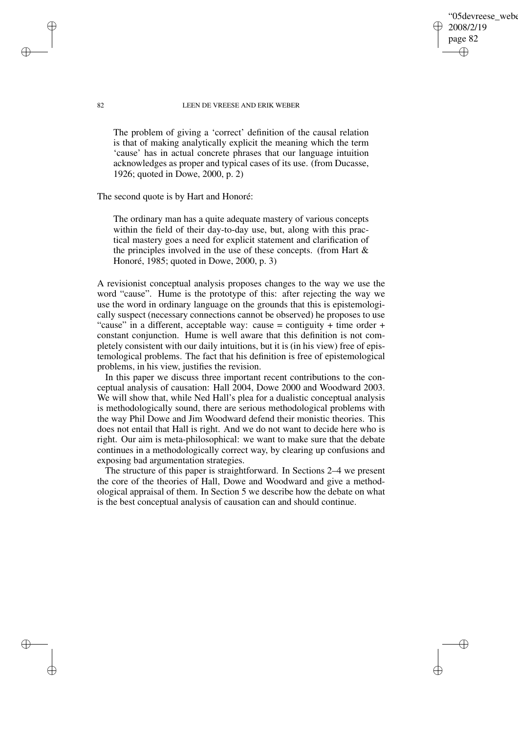> The problem of giving a 'correct' definition of the causal relation is that of making analytically explicit the meaning which the term 'cause' has in actual concrete phrases that our language intuition acknowledges as proper and typical cases of its use. (from Ducasse, 1926; quoted in Dowe, 2000, p. 2)

The second quote is by Hart and Honoré:

> The ordinary man has a quite adequate mastery of various concepts within the field of their day-to-day use, but, along with this practical mastery goes a need for explicit statement and clarification of the principles involved in the use of these concepts. (from Hart & Honoré, 1985; quoted in Dowe, 2000, p. 3)

A revisionist conceptual analysis proposes changes to the way we use the word "cause". Hume is the prototype of this: after rejecting the way we use the word in ordinary language on the grounds that this is epistemologically suspect (necessary connections cannot be observed) he proposes to use "cause" in a different, acceptable way: cause = contiguity + time order + constant conjunction. Hume is well aware that this definition is not completely consistent with our daily intuitions, but it is (in his view) free of epistemological problems. The fact that his definition is free of epistemological problems, in his view, justifies the revision.

In this paper we discuss three important recent contributions to the conceptual analysis of causation: Hall 2004, Dowe 2000 and Woodward 2003. We will show that, while Ned Hall's plea for a dualistic conceptual analysis is methodologically sound, there are serious methodological problems with the way Phil Dowe and Jim Woodward defend their monistic theories. This does not entail that Hall is right. And we do not want to decide here who is right. Our aim is meta-philosophical: we want to make sure that the debate continues in a methodologically correct way, by clearing up confusions and exposing bad argumentation strategies.

The structure of this paper is straightforward. In Sections 2–4 we present the core of the theories of Hall, Dowe and Woodward and give a methodological appraisal of them. In Section 5 we describe how the debate on what is the best conceptual analysis of causation can and should continue.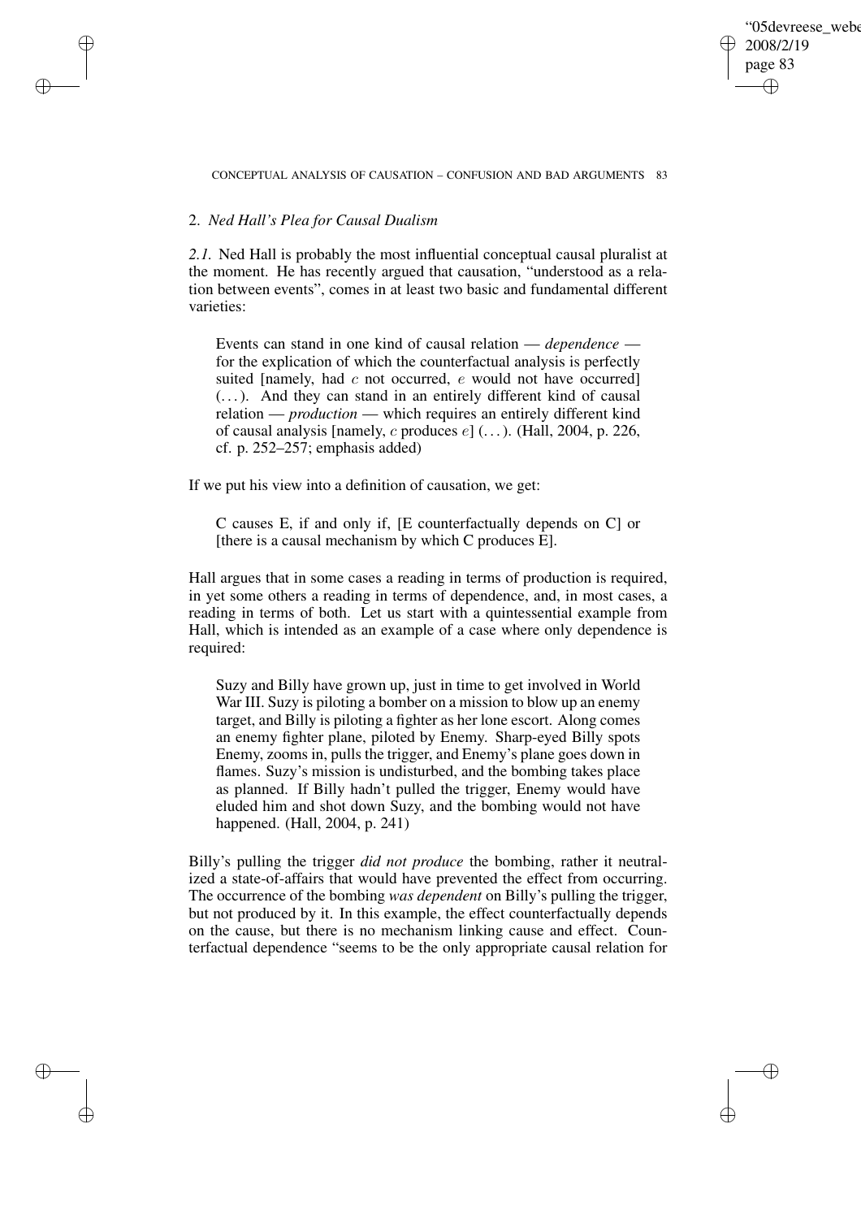## 2. *Ned Hall's Plea for Causal Dualism*

*2.1.* Ned Hall is probably the most influential conceptual causal pluralist at the moment. He has recently argued that causation, "understood as a relation between events", comes in at least two basic and fundamental different varieties:

> Events can stand in one kind of causal relation — *dependence* — for the explication of which the counterfactual analysis is perfectly suited [namely, had $c$ not occurred, $e$ would not have occurred] (...). And they can stand in an entirely different kind of causal relation — *production* — which requires an entirely different kind of causal analysis [namely, $c$ produces $e$] (...). (Hall, 2004, p. 226, cf. p. 252–257; emphasis added)

If we put his view into a definition of causation, we get:

> C causes E, if and only if, [E counterfactually depends on C] or [there is a causal mechanism by which C produces E].

Hall argues that in some cases a reading in terms of production is required, in yet some others a reading in terms of dependence, and, in most cases, a reading in terms of both. Let us start with a quintessential example from Hall, which is intended as an example of a case where only dependence is required:

> Suzy and Billy have grown up, just in time to get involved in World War III. Suzy is piloting a bomber on a mission to blow up an enemy target, and Billy is piloting a fighter as her lone escort. Along comes an enemy fighter plane, piloted by Enemy. Sharp-eyed Billy spots Enemy, zooms in, pulls the trigger, and Enemy's plane goes down in flames. Suzy's mission is undisturbed, and the bombing takes place as planned. If Billy hadn't pulled the trigger, Enemy would have eluded him and shot down Suzy, and the bombing would not have happened. (Hall, 2004, p. 241)

Billy's pulling the trigger *did not produce* the bombing, rather it neutralized a state-of-affairs that would have prevented the effect from occurring. The occurrence of the bombing *was dependent* on Billy's pulling the trigger, but not produced by it. In this example, the effect counterfactually depends on the cause, but there is no mechanism linking cause and effect. Counterfactual dependence "seems to be the only appropriate causal relation for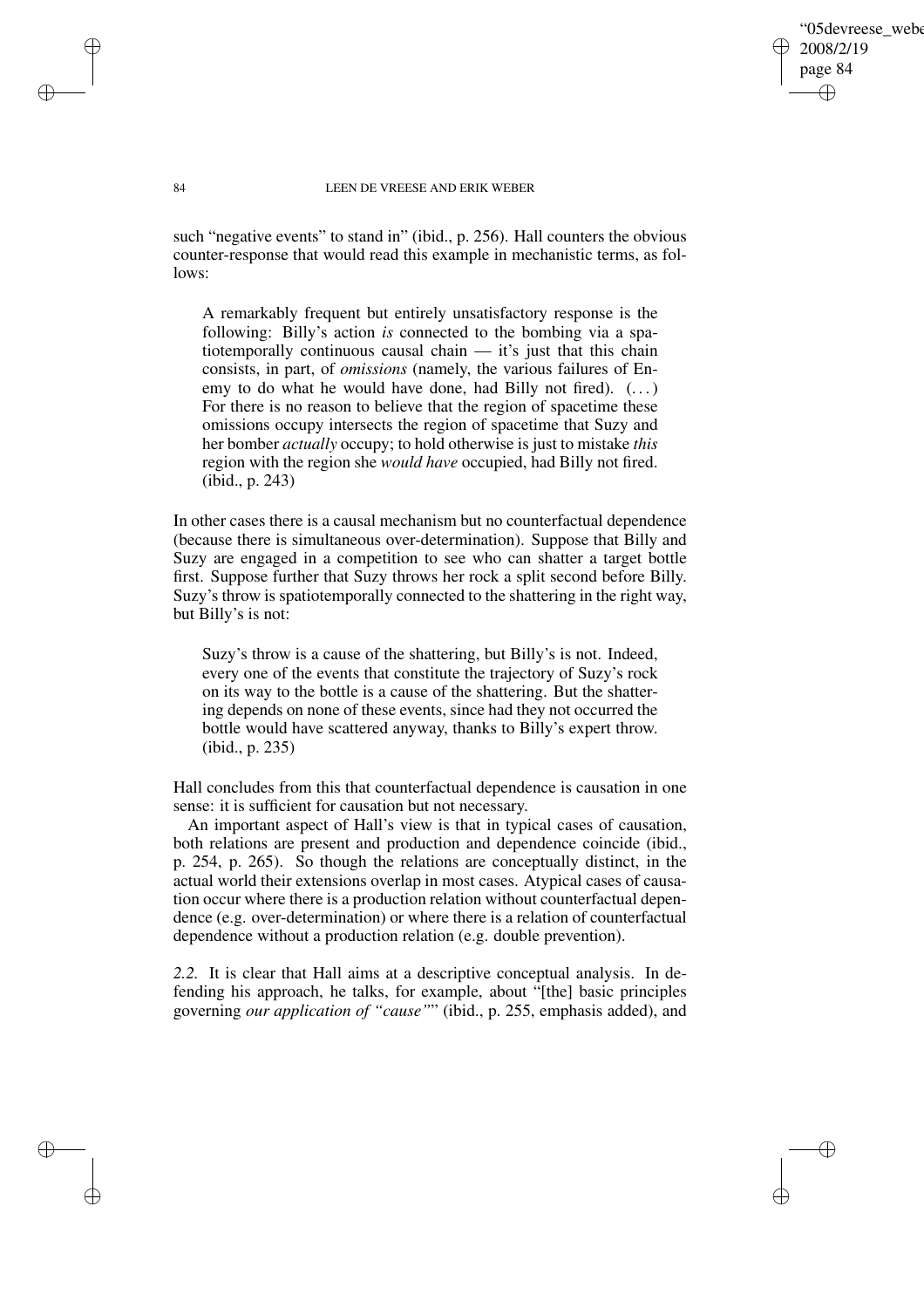such "negative events" to stand in" (ibid., p. 256). Hall counters the obvious counter-response that would read this example in mechanistic terms, as follows:

> A remarkably frequent but entirely unsatisfactory response is the following: Billy's action *is* connected to the bombing via a spatiotemporally continuous causal chain — it's just that this chain consists, in part, of *omissions* (namely, the various failures of Enemy to do what he would have done, had Billy not fired). (...) For there is no reason to believe that the region of spacetime these omissions occupy intersects the region of spacetime that Suzy and her bomber *actually* occupy; to hold otherwise is just to mistake *this* region with the region she *would have* occupied, had Billy not fired. (ibid., p. 243)

In other cases there is a causal mechanism but no counterfactual dependence (because there is simultaneous over-determination). Suppose that Billy and Suzy are engaged in a competition to see who can shatter a target bottle first. Suppose further that Suzy throws her rock a split second before Billy. Suzy's throw is spatiotemporally connected to the shattering in the right way, but Billy's is not:

> Suzy's throw is a cause of the shattering, but Billy's is not. Indeed, every one of the events that constitute the trajectory of Suzy's rock on its way to the bottle is a cause of the shattering. But the shattering depends on none of these events, since had they not occurred the bottle would have scattered anyway, thanks to Billy's expert throw. (ibid., p. 235)

Hall concludes from this that counterfactual dependence is causation in one sense: it is sufficient for causation but not necessary.

An important aspect of Hall's view is that in typical cases of causation, both relations are present and production and dependence coincide (ibid., p. 254, p. 265). So though the relations are conceptually distinct, in the actual world their extensions overlap in most cases. Atypical cases of causation occur where there is a production relation without counterfactual dependence (e.g. over-determination) or where there is a relation of counterfactual dependence without a production relation (e.g. double prevention).

*2.2.* It is clear that Hall aims at a descriptive conceptual analysis. In defending his approach, he talks, for example, about "[the] basic principles governing *our application of "cause"*" (ibid., p. 255, emphasis added), and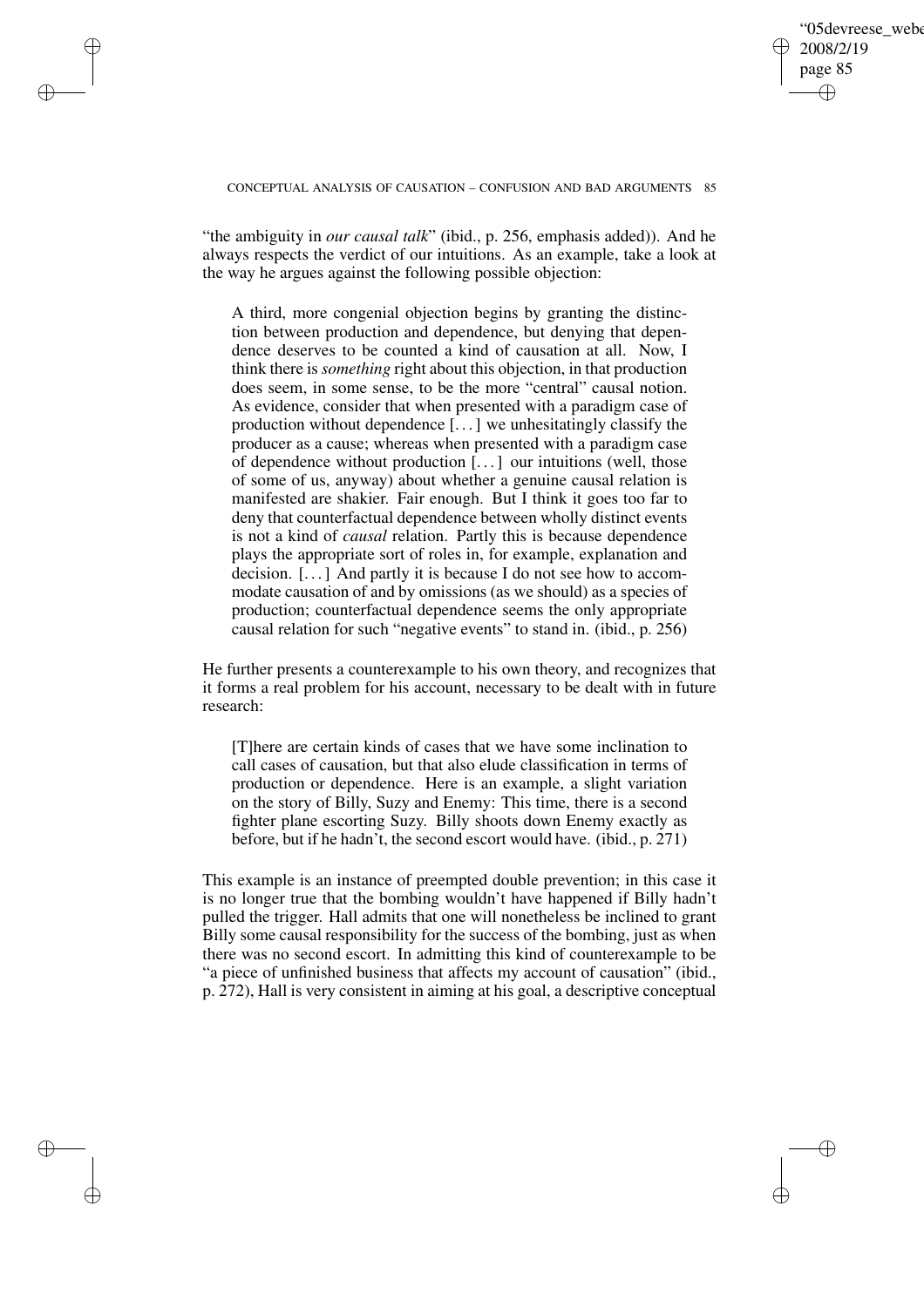"the ambiguity in *our causal talk*" (ibid., p. 256, emphasis added)). And he always respects the verdict of our intuitions. As an example, take a look at the way he argues against the following possible objection:

> A third, more congenial objection begins by granting the distinction between production and dependence, but denying that dependence deserves to be counted a kind of causation at all. Now, I think there is *something* right about this objection, in that production does seem, in some sense, to be the more "central" causal notion. As evidence, consider that when presented with a paradigm case of production without dependence [...] we unhesitatingly classify the producer as a cause; whereas when presented with a paradigm case of dependence without production [...] our intuitions (well, those of some of us, anyway) about whether a genuine causal relation is manifested are shakier. Fair enough. But I think it goes too far to deny that counterfactual dependence between wholly distinct events is not a kind of *causal* relation. Partly this is because dependence plays the appropriate sort of roles in, for example, explanation and decision. [...] And partly it is because I do not see how to accommodate causation of and by omissions (as we should) as a species of production; counterfactual dependence seems the only appropriate causal relation for such "negative events" to stand in. (ibid., p. 256)

He further presents a counterexample to his own theory, and recognizes that it forms a real problem for his account, necessary to be dealt with in future research:

> [T]here are certain kinds of cases that we have some inclination to call cases of causation, but that also elude classification in terms of production or dependence. Here is an example, a slight variation on the story of Billy, Suzy and Enemy: This time, there is a second fighter plane escorting Suzy. Billy shoots down Enemy exactly as before, but if he hadn't, the second escort would have. (ibid., p. 271)

This example is an instance of preempted double prevention; in this case it is no longer true that the bombing wouldn't have happened if Billy hadn't pulled the trigger. Hall admits that one will nonetheless be inclined to grant Billy some causal responsibility for the success of the bombing, just as when there was no second escort. In admitting this kind of counterexample to be "a piece of unfinished business that affects my account of causation" (ibid., p. 272), Hall is very consistent in aiming at his goal, a descriptive conceptual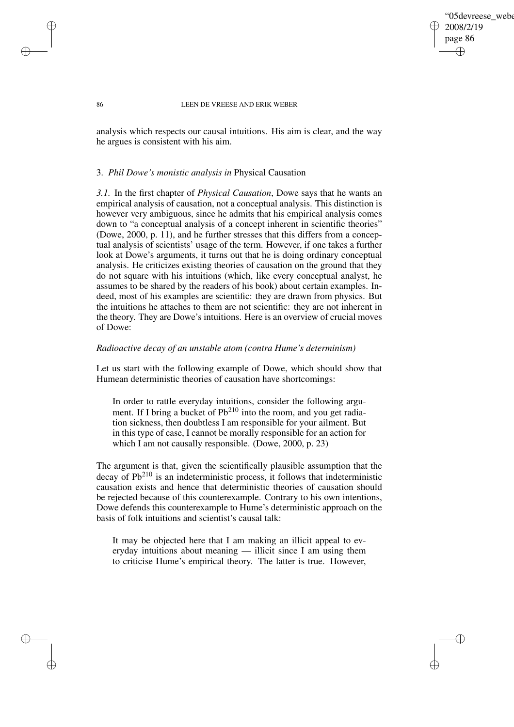analysis which respects our causal intuitions. His aim is clear, and the way he argues is consistent with his aim.

## 3. *Phil Dowe's monistic analysis in* Physical Causation

*3.1.* In the first chapter of *Physical Causation*, Dowe says that he wants an empirical analysis of causation, not a conceptual analysis. This distinction is however very ambiguous, since he admits that his empirical analysis comes down to "a conceptual analysis of a concept inherent in scientific theories" (Dowe, 2000, p. 11), and he further stresses that this differs from a conceptual analysis of scientists' usage of the term. However, if one takes a further look at Dowe's arguments, it turns out that he is doing ordinary conceptual analysis. He criticizes existing theories of causation on the ground that they do not square with his intuitions (which, like every conceptual analyst, he assumes to be shared by the readers of his book) about certain examples. Indeed, most of his examples are scientific: they are drawn from physics. But the intuitions he attaches to them are not scientific: they are not inherent in the theory. They are Dowe's intuitions. Here is an overview of crucial moves of Dowe:

*Radioactive decay of an unstable atom (contra Hume's determinism)*

Let us start with the following example of Dowe, which should show that Humean deterministic theories of causation have shortcomings:

> In order to rattle everyday intuitions, consider the following argument. If I bring a bucket of $Pb^{210}$ into the room, and you get radiation sickness, then doubtless I am responsible for your ailment. But in this type of case, I cannot be morally responsible for an action for which I am not causally responsible. (Dowe, 2000, p. 23)

The argument is that, given the scientifically plausible assumption that the decay of $Pb^{210}$ is an indeterministic process, it follows that indeterministic causation exists and hence that deterministic theories of causation should be rejected because of this counterexample. Contrary to his own intentions, Dowe defends this counterexample to Hume's deterministic approach on the basis of folk intuitions and scientist's causal talk:

> It may be objected here that I am making an illicit appeal to everyday intuitions about meaning — illicit since I am using them to criticise Hume's empirical theory. The latter is true. However,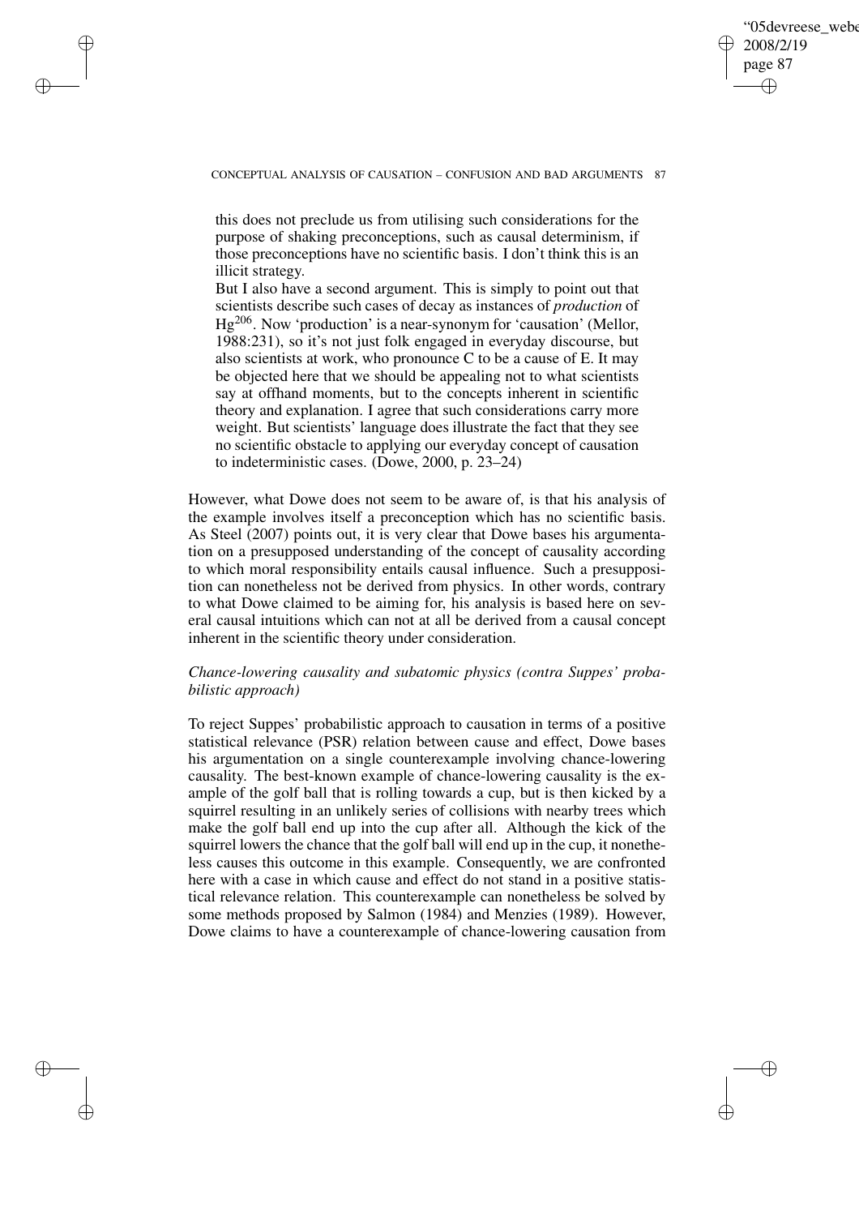this does not preclude us from utilising such considerations for the purpose of shaking preconceptions, such as causal determinism, if those preconceptions have no scientific basis. I don't think this is an illicit strategy.

But I also have a second argument. This is simply to point out that scientists describe such cases of decay as instances of *production* of $Hg^{206}$. Now 'production' is a near-synonym for 'causation' (Mellor, 1988:231), so it's not just folk engaged in everyday discourse, but also scientists at work, who pronounce C to be a cause of E. It may be objected here that we should be appealing not to what scientists say at offhand moments, but to the concepts inherent in scientific theory and explanation. I agree that such considerations carry more weight. But scientists' language does illustrate the fact that they see no scientific obstacle to applying our everyday concept of causation to indeterministic cases. (Dowe, 2000, p. 23–24)

However, what Dowe does not seem to be aware of, is that his analysis of the example involves itself a preconception which has no scientific basis. As Steel (2007) points out, it is very clear that Dowe bases his argumentation on a presupposed understanding of the concept of causality according to which moral responsibility entails causal influence. Such a presupposition can nonetheless not be derived from physics. In other words, contrary to what Dowe claimed to be aiming for, his analysis is based here on several causal intuitions which can not at all be derived from a causal concept inherent in the scientific theory under consideration.

*Chance-lowering causality and subatomic physics (contra Suppes' probabilistic approach)*

To reject Suppes' probabilistic approach to causation in terms of a positive statistical relevance (PSR) relation between cause and effect, Dowe bases his argumentation on a single counterexample involving chance-lowering causality. The best-known example of chance-lowering causality is the example of the golf ball that is rolling towards a cup, but is then kicked by a squirrel resulting in an unlikely series of collisions with nearby trees which make the golf ball end up into the cup after all. Although the kick of the squirrel lowers the chance that the golf ball will end up in the cup, it nonetheless causes this outcome in this example. Consequently, we are confronted here with a case in which cause and effect do not stand in a positive statistical relevance relation. This counterexample can nonetheless be solved by some methods proposed by Salmon (1984) and Menzies (1989). However, Dowe claims to have a counterexample of chance-lowering causation from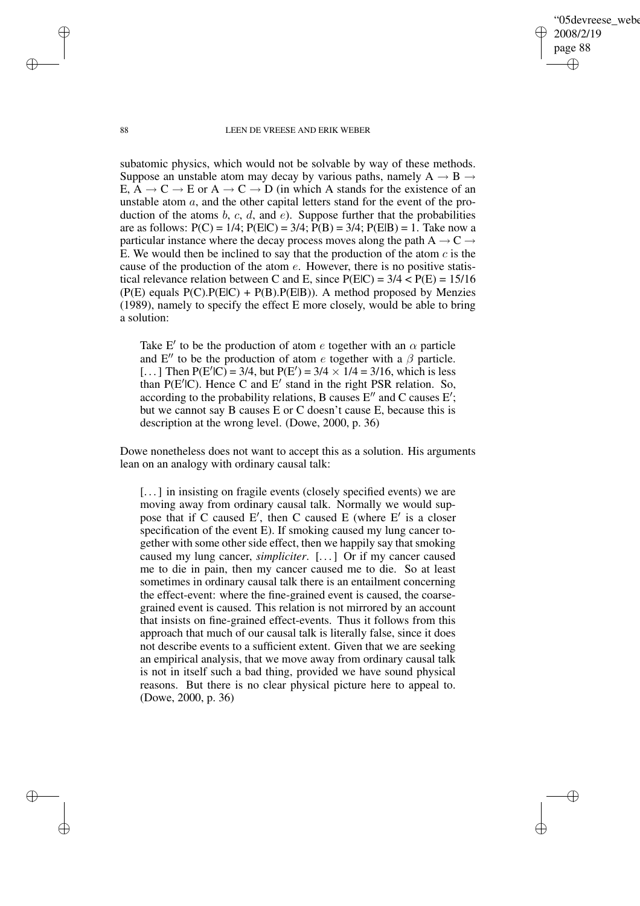subatomic physics, which would not be solvable by way of these methods. Suppose an unstable atom may decay by various paths, namely A $\rightarrow$ B $\rightarrow$ E, A $\rightarrow$ C $\rightarrow$ E or A $\rightarrow$ C $\rightarrow$ D (in which A stands for the existence of an unstable atom $a$, and the other capital letters stand for the event of the production of the atoms $b$, $c$, $d$, and $e$). Suppose further that the probabilities are as follows: $P(C) = 1/4$; $P(E|C) = 3/4$; $P(B) = 3/4$; $P(E|B) = 1$. Take now a particular instance where the decay process moves along the path A $\rightarrow$ C $\rightarrow$ E. We would then be inclined to say that the production of the atom $c$ is the cause of the production of the atom $e$. However, there is no positive statistical relevance relation between C and E, since $P(E|C) = 3/4 < P(E) = 15/16$ ($P(E)$ equals $P(C).P(E|C) + P(B).P(E|B)$). A method proposed by Menzies (1989), namely to specify the effect E more closely, would be able to bring a solution:

> Take E$'$ to be the production of atom $e$ together with an $\alpha$ particle and E$''$ to be the production of atom $e$ together with a $\beta$ particle. [...] Then $P(E'|C) = 3/4$, but $P(E') = 3/4 \times 1/4 = 3/16$, which is less than $P(E'|C)$. Hence C and E$'$ stand in the right PSR relation. So, according to the probability relations, B causes E$''$ and C causes E$'$; but we cannot say B causes E or C doesn't cause E, because this is description at the wrong level. (Dowe, 2000, p. 36)

Dowe nonetheless does not want to accept this as a solution. His arguments lean on an analogy with ordinary causal talk:

> [...] in insisting on fragile events (closely specified events) we are moving away from ordinary causal talk. Normally we would suppose that if C caused E$'$, then C caused E (where E$'$ is a closer specification of the event E). If smoking caused my lung cancer together with some other side effect, then we happily say that smoking caused my lung cancer, *simpliciter*. [...] Or if my cancer caused me to die in pain, then my cancer caused me to die. So at least sometimes in ordinary causal talk there is an entailment concerning the effect-event: where the fine-grained event is caused, the coarse-grained event is caused. This relation is not mirrored by an account that insists on fine-grained effect-events. Thus it follows from this approach that much of our causal talk is literally false, since it does not describe events to a sufficient extent. Given that we are seeking an empirical analysis, that we move away from ordinary causal talk is not in itself such a bad thing, provided we have sound physical reasons. But there is no clear physical picture here to appeal to. (Dowe, 2000, p. 36)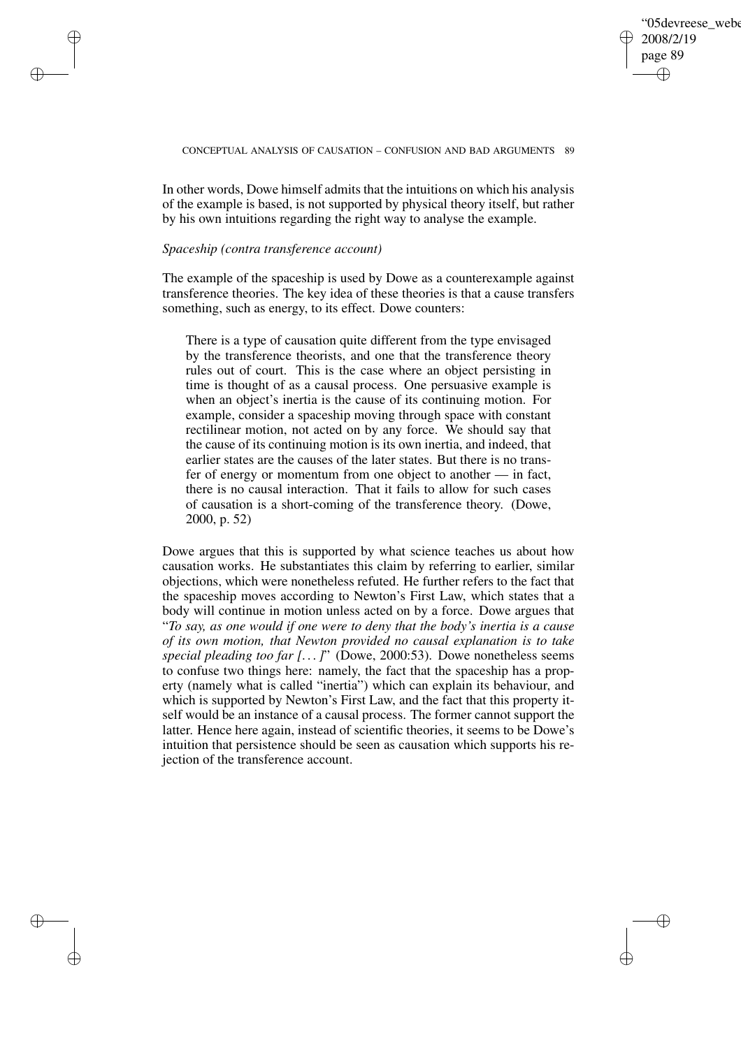In other words, Dowe himself admits that the intuitions on which his analysis of the example is based, is not supported by physical theory itself, but rather by his own intuitions regarding the right way to analyse the example.

*Spaceship (contra transference account)*

The example of the spaceship is used by Dowe as a counterexample against transference theories. The key idea of these theories is that a cause transfers something, such as energy, to its effect. Dowe counters:

> There is a type of causation quite different from the type envisaged by the transference theorists, and one that the transference theory rules out of court. This is the case where an object persisting in time is thought of as a causal process. One persuasive example is when an object's inertia is the cause of its continuing motion. For example, consider a spaceship moving through space with constant rectilinear motion, not acted on by any force. We should say that the cause of its continuing motion is its own inertia, and indeed, that earlier states are the causes of the later states. But there is no transfer of energy or momentum from one object to another — in fact, there is no causal interaction. That it fails to allow for such cases of causation is a short-coming of the transference theory. (Dowe, 2000, p. 52)

Dowe argues that this is supported by what science teaches us about how causation works. He substantiates this claim by referring to earlier, similar objections, which were nonetheless refuted. He further refers to the fact that the spaceship moves according to Newton's First Law, which states that a body will continue in motion unless acted on by a force. Dowe argues that "*To say, as one would if one were to deny that the body's inertia is a cause of its own motion, that Newton provided no causal explanation is to take special pleading too far [...]*" (Dowe, 2000:53). Dowe nonetheless seems to confuse two things here: namely, the fact that the spaceship has a property (namely what is called "inertia") which can explain its behaviour, and which is supported by Newton's First Law, and the fact that this property itself would be an instance of a causal process. The former cannot support the latter. Hence here again, instead of scientific theories, it seems to be Dowe's intuition that persistence should be seen as causation which supports his rejection of the transference account.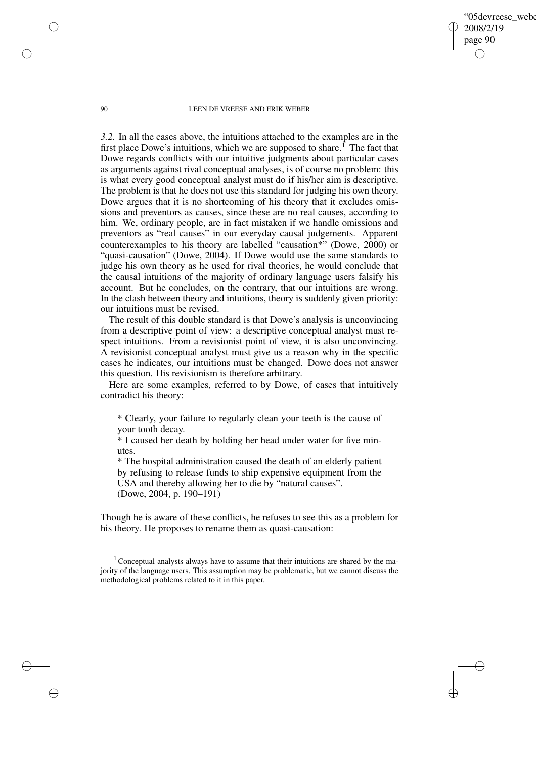*3.2.* In all the cases above, the intuitions attached to the examples are in the first place Dowe's intuitions, which we are supposed to share.[1] The fact that Dowe regards conflicts with our intuitive judgments about particular cases as arguments against rival conceptual analyses, is of course no problem: this is what every good conceptual analyst must do if his/her aim is descriptive. The problem is that he does not use this standard for judging his own theory. Dowe argues that it is no shortcoming of his theory that it excludes omissions and preventors as causes, since these are no real causes, according to him. We, ordinary people, are in fact mistaken if we handle omissions and preventors as "real causes" in our everyday causal judgements. Apparent counterexamples to his theory are labelled "causation*" (Dowe, 2000) or "quasi-causation" (Dowe, 2004). If Dowe would use the same standards to judge his own theory as he used for rival theories, he would conclude that the causal intuitions of the majority of ordinary language users falsify his account. But he concludes, on the contrary, that our intuitions are wrong. In the clash between theory and intuitions, theory is suddenly given priority: our intuitions must be revised.

The result of this double standard is that Dowe's analysis is unconvincing from a descriptive point of view: a descriptive conceptual analyst must respect intuitions. From a revisionist point of view, it is also unconvincing. A revisionist conceptual analyst must give us a reason why in the specific cases he indicates, our intuitions must be changed. Dowe does not answer this question. His revisionism is therefore arbitrary.

Here are some examples, referred to by Dowe, of cases that intuitively contradict his theory:

> * Clearly, your failure to regularly clean your teeth is the cause of your tooth decay.
> * I caused her death by holding her head under water for five minutes.
> * The hospital administration caused the death of an elderly patient by refusing to release funds to ship expensive equipment from the USA and thereby allowing her to die by "natural causes".
> (Dowe, 2004, p. 190–191)

Though he is aware of these conflicts, he refuses to see this as a problem for his theory. He proposes to rename them as quasi-causation:

[1] Conceptual analysts always have to assume that their intuitions are shared by the majority of the language users. This assumption may be problematic, but we cannot discuss the methodological problems related to it in this paper.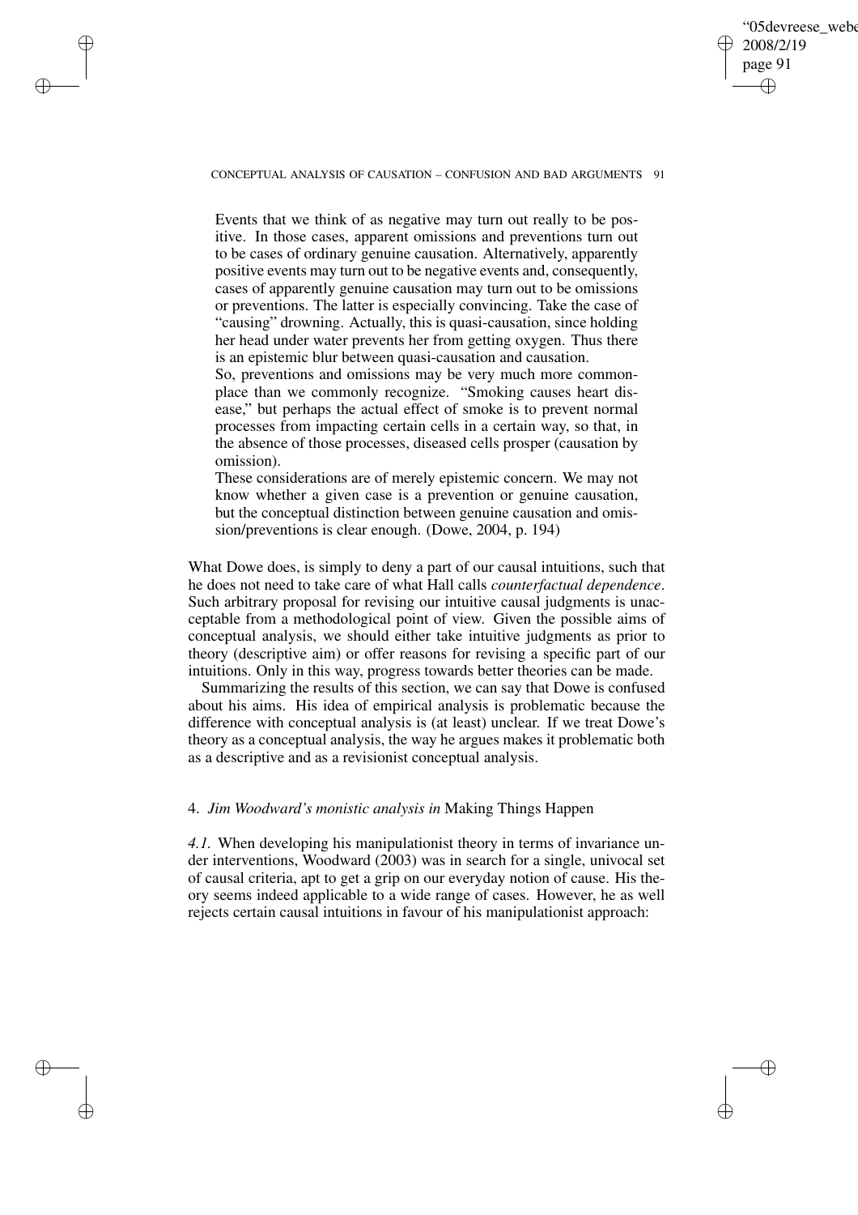> Events that we think of as negative may turn out really to be positive. In those cases, apparent omissions and preventions turn out to be cases of ordinary genuine causation. Alternatively, apparently positive events may turn out to be negative events and, consequently, cases of apparently genuine causation may turn out to be omissions or preventions. The latter is especially convincing. Take the case of "causing" drowning. Actually, this is quasi-causation, since holding her head under water prevents her from getting oxygen. Thus there is an epistemic blur between quasi-causation and causation.
> So, preventions and omissions may be very much more commonplace than we commonly recognize. "Smoking causes heart disease," but perhaps the actual effect of smoke is to prevent normal processes from impacting certain cells in a certain way, so that, in the absence of those processes, diseased cells prosper (causation by omission).
> These considerations are of merely epistemic concern. We may not know whether a given case is a prevention or genuine causation, but the conceptual distinction between genuine causation and omission/preventions is clear enough. (Dowe, 2004, p. 194)

What Dowe does, is simply to deny a part of our causal intuitions, such that he does not need to take care of what Hall calls *counterfactual dependence*. Such arbitrary proposal for revising our intuitive causal judgments is unacceptable from a methodological point of view. Given the possible aims of conceptual analysis, we should either take intuitive judgments as prior to theory (descriptive aim) or offer reasons for revising a specific part of our intuitions. Only in this way, progress towards better theories can be made.

Summarizing the results of this section, we can say that Dowe is confused about his aims. His idea of empirical analysis is problematic because the difference with conceptual analysis is (at least) unclear. If we treat Dowe's theory as a conceptual analysis, the way he argues makes it problematic both as a descriptive and as a revisionist conceptual analysis.

## 4. *Jim Woodward's monistic analysis in* Making Things Happen

*4.1.* When developing his manipulationist theory in terms of invariance under interventions, Woodward (2003) was in search for a single, univocal set of causal criteria, apt to get a grip on our everyday notion of cause. His theory seems indeed applicable to a wide range of cases. However, he as well rejects certain causal intuitions in favour of his manipulationist approach: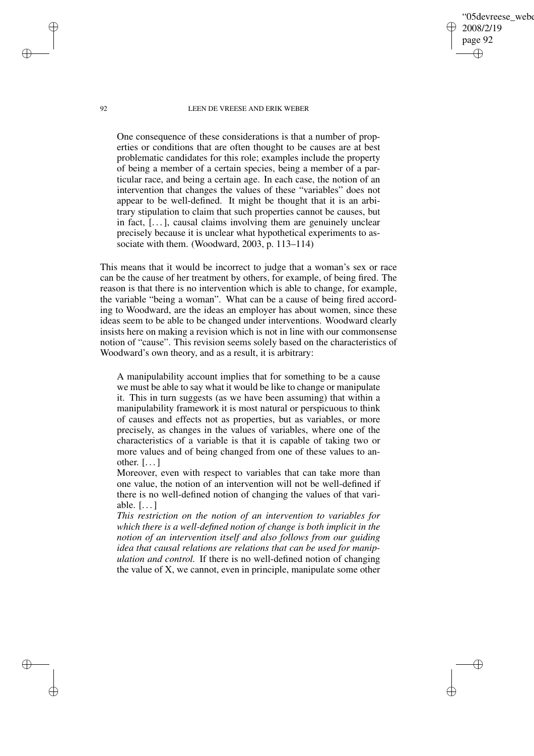> One consequence of these considerations is that a number of properties or conditions that are often thought to be causes are at best problematic candidates for this role; examples include the property of being a member of a certain species, being a member of a particular race, and being a certain age. In each case, the notion of an intervention that changes the values of these "variables" does not appear to be well-defined. It might be thought that it is an arbitrary stipulation to claim that such properties cannot be causes, but in fact, [...], causal claims involving them are genuinely unclear precisely because it is unclear what hypothetical experiments to associate with them. (Woodward, 2003, p. 113–114)

This means that it would be incorrect to judge that a woman's sex or race can be the cause of her treatment by others, for example, of being fired. The reason is that there is no intervention which is able to change, for example, the variable "being a woman". What can be a cause of being fired according to Woodward, are the ideas an employer has about women, since these ideas seem to be able to be changed under interventions. Woodward clearly insists here on making a revision which is not in line with our commonsense notion of "cause". This revision seems solely based on the characteristics of Woodward's own theory, and as a result, it is arbitrary:

> A manipulability account implies that for something to be a cause we must be able to say what it would be like to change or manipulate it. This in turn suggests (as we have been assuming) that within a manipulability framework it is most natural or perspicuous to think of causes and effects not as properties, but as variables, or more precisely, as changes in the values of variables, where one of the characteristics of a variable is that it is capable of taking two or more values and of being changed from one of these values to another. [...]
>
> Moreover, even with respect to variables that can take more than one value, the notion of an intervention will not be well-defined if there is no well-defined notion of changing the values of that variable. [...]
>
> *This restriction on the notion of an intervention to variables for which there is a well-defined notion of change is both implicit in the notion of an intervention itself and also follows from our guiding idea that causal relations are relations that can be used for manipulation and control.* If there is no well-defined notion of changing the value of X, we cannot, even in principle, manipulate some other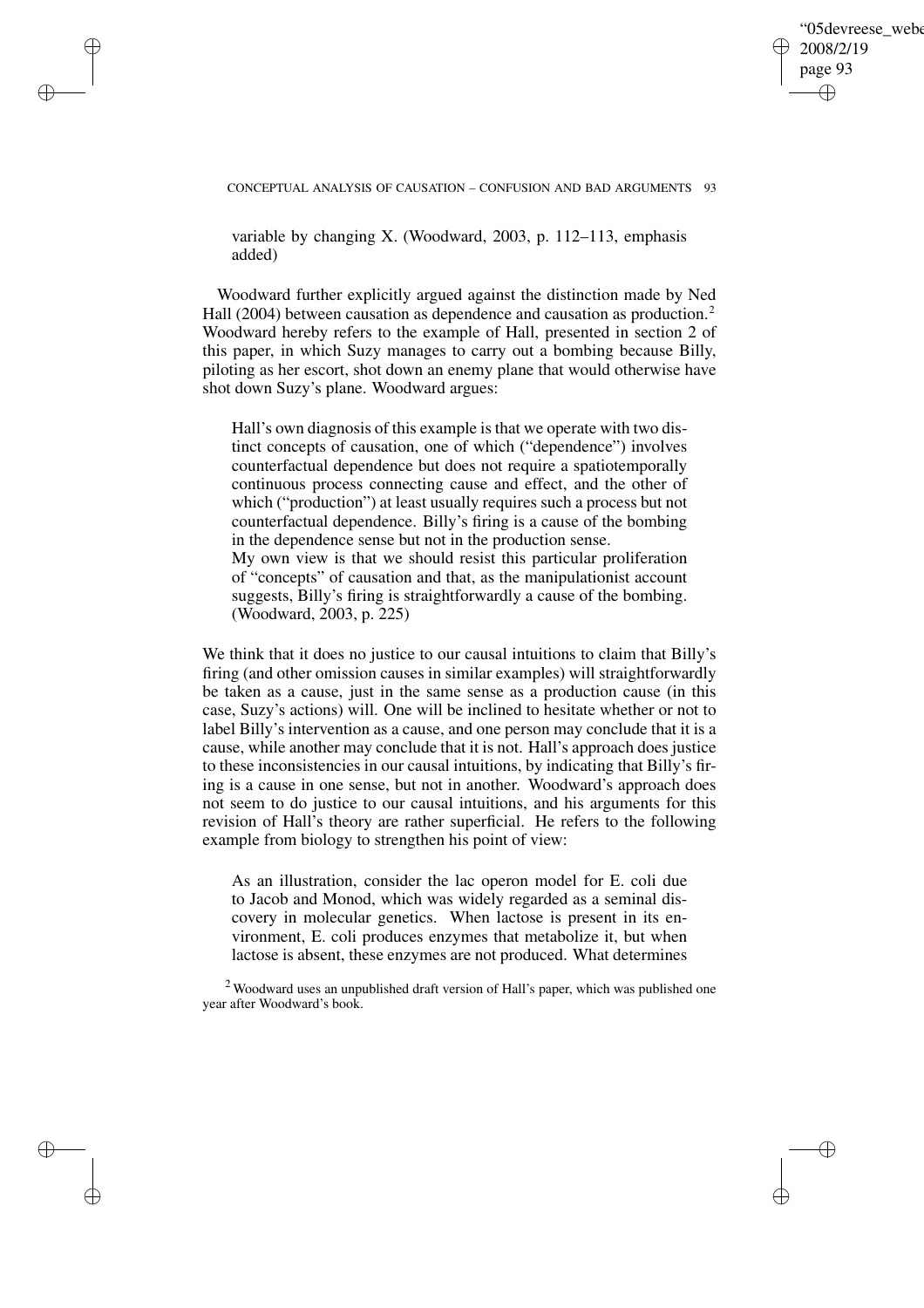variable by changing X. (Woodward, 2003, p. 112–113, emphasis added)

Woodward further explicitly argued against the distinction made by Ned Hall (2004) between causation as dependence and causation as production.[2] Woodward hereby refers to the example of Hall, presented in section 2 of this paper, in which Suzy manages to carry out a bombing because Billy, piloting as her escort, shot down an enemy plane that would otherwise have shot down Suzy's plane. Woodward argues:

> Hall's own diagnosis of this example is that we operate with two distinct concepts of causation, one of which ("dependence") involves counterfactual dependence but does not require a spatiotemporally continuous process connecting cause and effect, and the other of which ("production") at least usually requires such a process but not counterfactual dependence. Billy's firing is a cause of the bombing in the dependence sense but not in the production sense.
> My own view is that we should resist this particular proliferation of "concepts" of causation and that, as the manipulationist account suggests, Billy's firing is straightforwardly a cause of the bombing. (Woodward, 2003, p. 225)

We think that it does no justice to our causal intuitions to claim that Billy's firing (and other omission causes in similar examples) will straightforwardly be taken as a cause, just in the same sense as a production cause (in this case, Suzy's actions) will. One will be inclined to hesitate whether or not to label Billy's intervention as a cause, and one person may conclude that it is a cause, while another may conclude that it is not. Hall's approach does justice to these inconsistencies in our causal intuitions, by indicating that Billy's firing is a cause in one sense, but not in another. Woodward's approach does not seem to do justice to our causal intuitions, and his arguments for this revision of Hall's theory are rather superficial. He refers to the following example from biology to strengthen his point of view:

> As an illustration, consider the lac operon model for E. coli due to Jacob and Monod, which was widely regarded as a seminal discovery in molecular genetics. When lactose is present in its environment, E. coli produces enzymes that metabolize it, but when lactose is absent, these enzymes are not produced. What determines

[2] Woodward uses an unpublished draft version of Hall's paper, which was published one year after Woodward's book.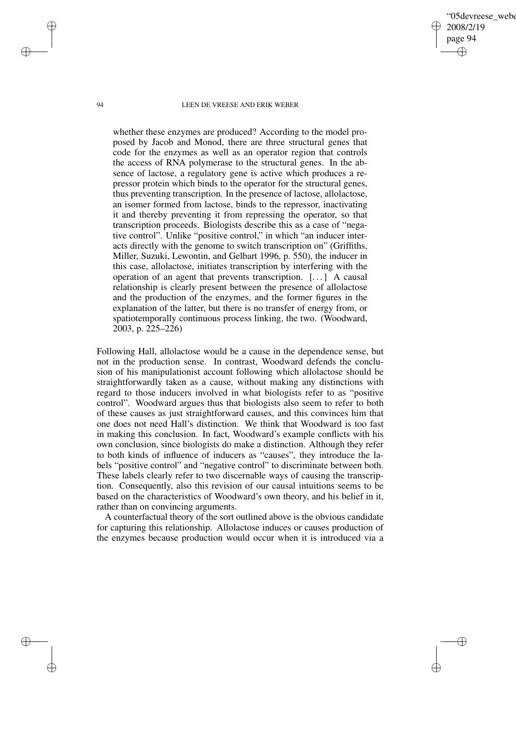> whether these enzymes are produced? According to the model proposed by Jacob and Monod, there are three structural genes that code for the enzymes as well as an operator region that controls the access of RNA polymerase to the structural genes. In the absence of lactose, a regulatory gene is active which produces a repressor protein which binds to the operator for the structural genes, thus preventing transcription. In the presence of lactose, allolactose, an isomer formed from lactose, binds to the repressor, inactivating it and thereby preventing it from repressing the operator, so that transcription proceeds. Biologists describe this as a case of "negative control". Unlike "positive control," in which "an inducer interacts directly with the genome to switch transcription on" (Griffiths, Miller, Suzuki, Lewontin, and Gelbart 1996, p. 550), the inducer in this case, allolactose, initiates transcription by interfering with the operation of an agent that prevents transcription. [...] A causal relationship is clearly present between the presence of allolactose and the production of the enzymes, and the former figures in the explanation of the latter, but there is no transfer of energy from, or spatiotemporally continuous process linking, the two. (Woodward, 2003, p. 225–226)

Following Hall, allolactose would be a cause in the dependence sense, but not in the production sense. In contrast, Woodward defends the conclusion of his manipulationist account following which allolactose should be straightforwardly taken as a cause, without making any distinctions with regard to those inducers involved in what biologists refer to as "positive control". Woodward argues thus that biologists also seem to refer to both of these causes as just straightforward causes, and this convinces him that one does not need Hall's distinction. We think that Woodward is too fast in making this conclusion. In fact, Woodward's example conflicts with his own conclusion, since biologists do make a distinction. Although they refer to both kinds of influence of inducers as "causes", they introduce the labels "positive control" and "negative control" to discriminate between both. These labels clearly refer to two discernable ways of causing the transcription. Consequently, also this revision of our causal intuitions seems to be based on the characteristics of Woodward's own theory, and his belief in it, rather than on convincing arguments.

A counterfactual theory of the sort outlined above is the obvious candidate for capturing this relationship. Allolactose induces or causes production of the enzymes because production would occur when it is introduced via a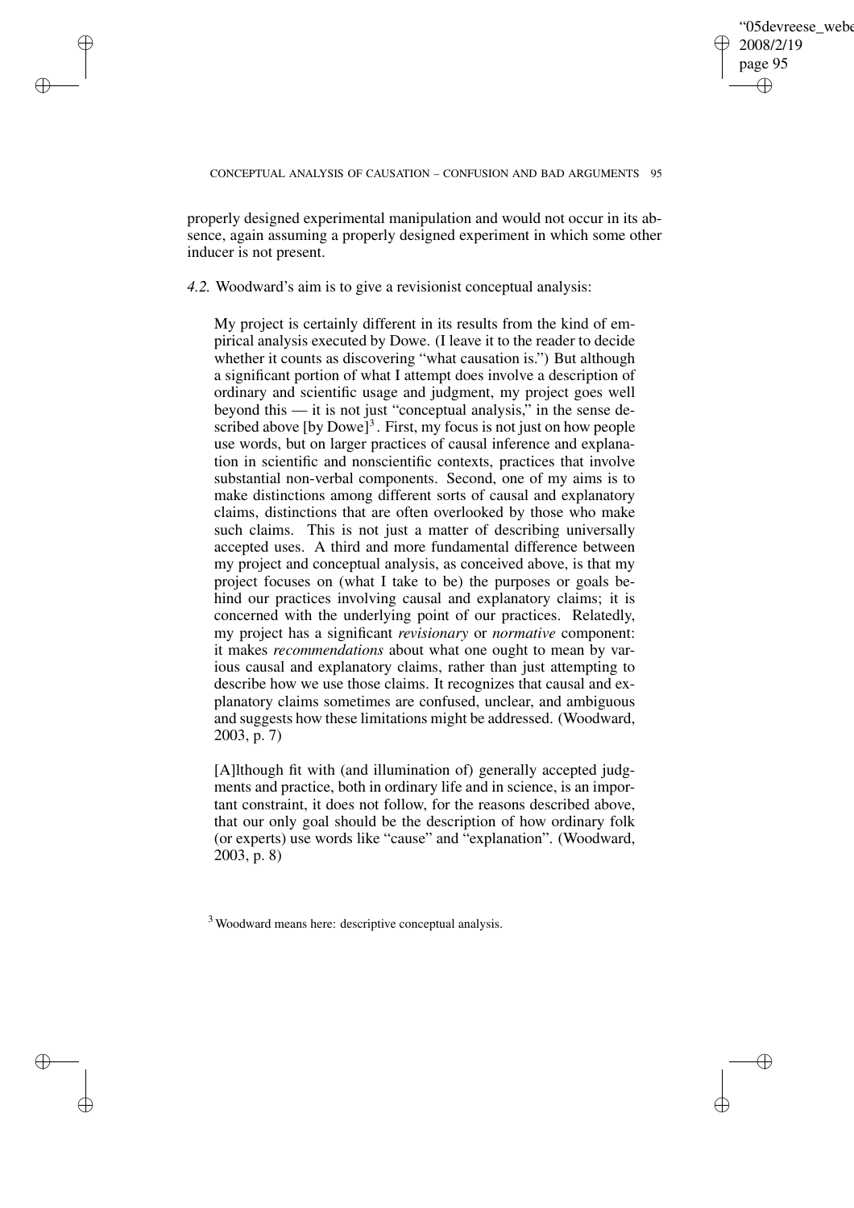properly designed experimental manipulation and would not occur in its absence, again assuming a properly designed experiment in which some other inducer is not present.

*4.2.* Woodward's aim is to give a revisionist conceptual analysis:

> My project is certainly different in its results from the kind of empirical analysis executed by Dowe. (I leave it to the reader to decide whether it counts as discovering "what causation is.") But although a significant portion of what I attempt does involve a description of ordinary and scientific usage and judgment, my project goes well beyond this — it is not just "conceptual analysis," in the sense described above [by Dowe][3]. First, my focus is not just on how people use words, but on larger practices of causal inference and explanation in scientific and nonscientific contexts, practices that involve substantial non-verbal components. Second, one of my aims is to make distinctions among different sorts of causal and explanatory claims, distinctions that are often overlooked by those who make such claims. This is not just a matter of describing universally accepted uses. A third and more fundamental difference between my project and conceptual analysis, as conceived above, is that my project focuses on (what I take to be) the purposes or goals behind our practices involving causal and explanatory claims; it is concerned with the underlying point of our practices. Relatedly, my project has a significant *revisionary* or *normative* component: it makes *recommendations* about what one ought to mean by various causal and explanatory claims, rather than just attempting to describe how we use those claims. It recognizes that causal and explanatory claims sometimes are confused, unclear, and ambiguous and suggests how these limitations might be addressed. (Woodward, 2003, p. 7)

> [A]lthough fit with (and illumination of) generally accepted judgments and practice, both in ordinary life and in science, is an important constraint, it does not follow, for the reasons described above, that our only goal should be the description of how ordinary folk (or experts) use words like "cause" and "explanation". (Woodward, 2003, p. 8)

[3] Woodward means here: descriptive conceptual analysis.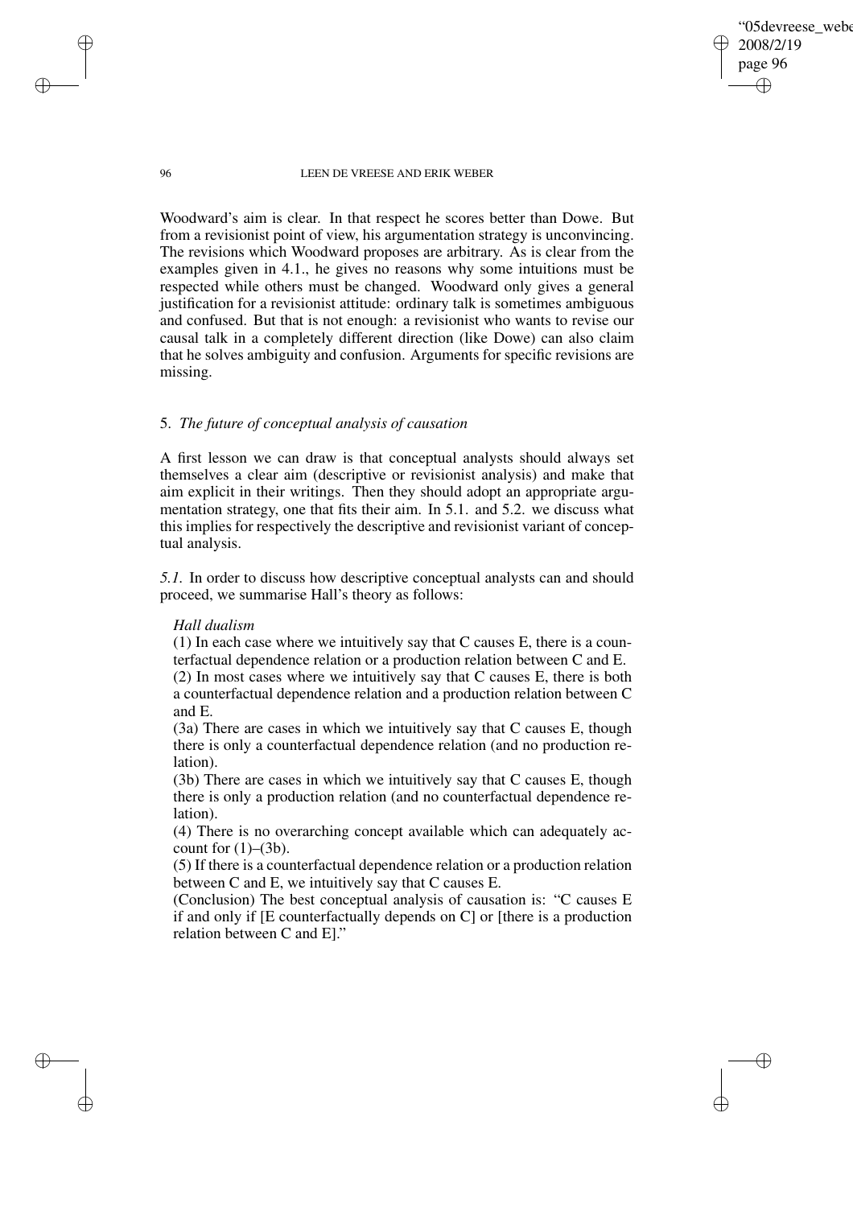Woodward's aim is clear. In that respect he scores better than Dowe. But from a revisionist point of view, his argumentation strategy is unconvincing. The revisions which Woodward proposes are arbitrary. As is clear from the examples given in 4.1., he gives no reasons why some intuitions must be respected while others must be changed. Woodward only gives a general justification for a revisionist attitude: ordinary talk is sometimes ambiguous and confused. But that is not enough: a revisionist who wants to revise our causal talk in a completely different direction (like Dowe) can also claim that he solves ambiguity and confusion. Arguments for specific revisions are missing.

## 5. *The future of conceptual analysis of causation*

A first lesson we can draw is that conceptual analysts should always set themselves a clear aim (descriptive or revisionist analysis) and make that aim explicit in their writings. Then they should adopt an appropriate argumentation strategy, one that fits their aim. In 5.1. and 5.2. we discuss what this implies for respectively the descriptive and revisionist variant of conceptual analysis.

*5.1.* In order to discuss how descriptive conceptual analysts can and should proceed, we summarise Hall's theory as follows:

> *Hall dualism*
>
> (1) In each case where we intuitively say that C causes E, there is a counterfactual dependence relation or a production relation between C and E.
>
> (2) In most cases where we intuitively say that C causes E, there is both a counterfactual dependence relation and a production relation between C and E.
>
> (3a) There are cases in which we intuitively say that C causes E, though there is only a counterfactual dependence relation (and no production relation).
>
> (3b) There are cases in which we intuitively say that C causes E, though there is only a production relation (and no counterfactual dependence relation).
>
> (4) There is no overarching concept available which can adequately account for (1)–(3b).
>
> (5) If there is a counterfactual dependence relation or a production relation between C and E, we intuitively say that C causes E.
>
> (Conclusion) The best conceptual analysis of causation is: "C causes E if and only if [E counterfactually depends on C] or [there is a production relation between C and E]."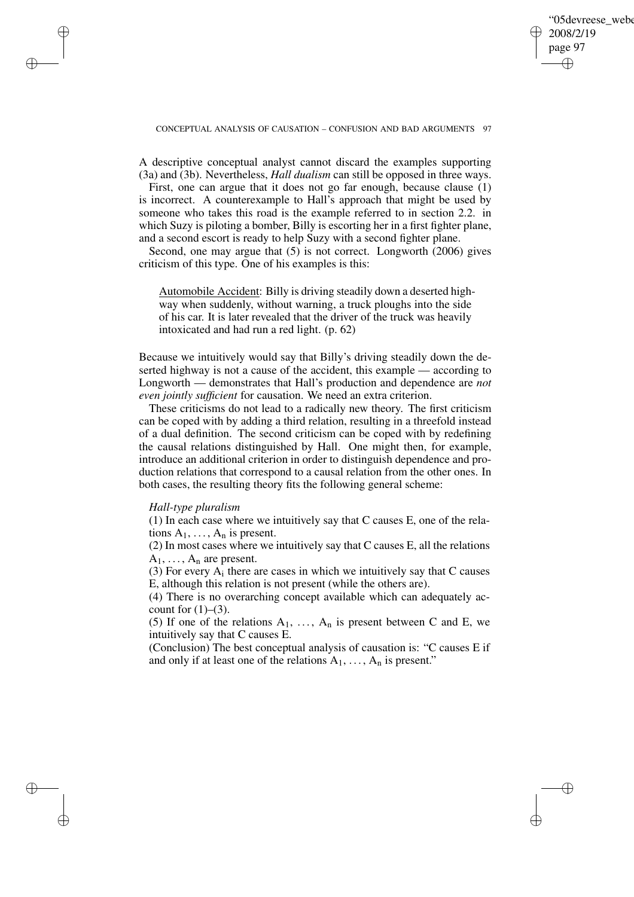A descriptive conceptual analyst cannot discard the examples supporting (3a) and (3b). Nevertheless, *Hall dualism* can still be opposed in three ways.

First, one can argue that it does not go far enough, because clause (1) is incorrect. A counterexample to Hall's approach that might be used by someone who takes this road is the example referred to in section 2.2. in which Suzy is piloting a bomber, Billy is escorting her in a first fighter plane, and a second escort is ready to help Suzy with a second fighter plane.

Second, one may argue that (5) is not correct. Longworth (2006) gives criticism of this type. One of his examples is this:

> Automobile Accident: Billy is driving steadily down a deserted highway when suddenly, without warning, a truck ploughs into the side of his car. It is later revealed that the driver of the truck was heavily intoxicated and had run a red light. (p. 62)

Because we intuitively would say that Billy's driving steadily down the deserted highway is not a cause of the accident, this example — according to Longworth — demonstrates that Hall's production and dependence are *not even jointly sufficient* for causation. We need an extra criterion.

These criticisms do not lead to a radically new theory. The first criticism can be coped with by adding a third relation, resulting in a threefold instead of a dual definition. The second criticism can be coped with by redefining the causal relations distinguished by Hall. One might then, for example, introduce an additional criterion in order to distinguish dependence and production relations that correspond to a causal relation from the other ones. In both cases, the resulting theory fits the following general scheme:

*Hall-type pluralism*

(1) In each case where we intuitively say that C causes E, one of the relations $A_1, \ldots, A_n$ is present.

(2) In most cases where we intuitively say that C causes E, all the relations $A_1, \ldots, A_n$ are present.

(3) For every $A_i$ there are cases in which we intuitively say that C causes E, although this relation is not present (while the others are).

(4) There is no overarching concept available which can adequately account for (1)–(3).

(5) If one of the relations $A_1, \ldots, A_n$ is present between C and E, we intuitively say that C causes E.

(Conclusion) The best conceptual analysis of causation is: "C causes E if and only if at least one of the relations $A_1, \ldots, A_n$ is present."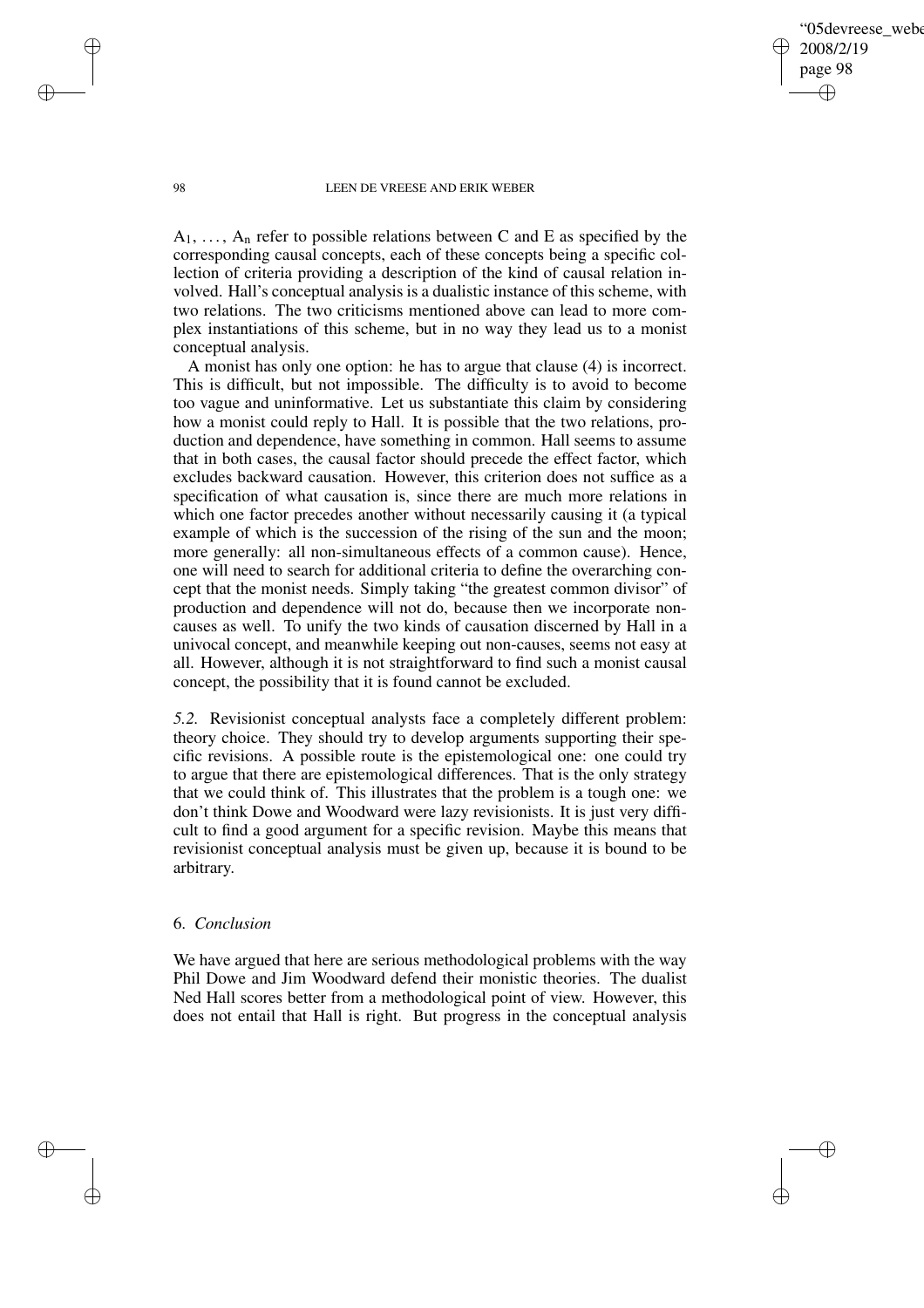$A_1, \ldots, A_n$ refer to possible relations between C and E as specified by the corresponding causal concepts, each of these concepts being a specific collection of criteria providing a description of the kind of causal relation involved. Hall's conceptual analysis is a dualistic instance of this scheme, with two relations. The two criticisms mentioned above can lead to more complex instantiations of this scheme, but in no way they lead us to a monist conceptual analysis.

A monist has only one option: he has to argue that clause (4) is incorrect. This is difficult, but not impossible. The difficulty is to avoid to become too vague and uninformative. Let us substantiate this claim by considering how a monist could reply to Hall. It is possible that the two relations, production and dependence, have something in common. Hall seems to assume that in both cases, the causal factor should precede the effect factor, which excludes backward causation. However, this criterion does not suffice as a specification of what causation is, since there are much more relations in which one factor precedes another without necessarily causing it (a typical example of which is the succession of the rising of the sun and the moon; more generally: all non-simultaneous effects of a common cause). Hence, one will need to search for additional criteria to define the overarching concept that the monist needs. Simply taking "the greatest common divisor" of production and dependence will not do, because then we incorporate non-causes as well. To unify the two kinds of causation discerned by Hall in a univocal concept, and meanwhile keeping out non-causes, seems not easy at all. However, although it is not straightforward to find such a monist causal concept, the possibility that it is found cannot be excluded.

*5.2.* Revisionist conceptual analysts face a completely different problem: theory choice. They should try to develop arguments supporting their specific revisions. A possible route is the epistemological one: one could try to argue that there are epistemological differences. That is the only strategy that we could think of. This illustrates that the problem is a tough one: we don't think Dowe and Woodward were lazy revisionists. It is just very difficult to find a good argument for a specific revision. Maybe this means that revisionist conceptual analysis must be given up, because it is bound to be arbitrary.

## 6. *Conclusion*

We have argued that here are serious methodological problems with the way Phil Dowe and Jim Woodward defend their monistic theories. The dualist Ned Hall scores better from a methodological point of view. However, this does not entail that Hall is right. But progress in the conceptual analysis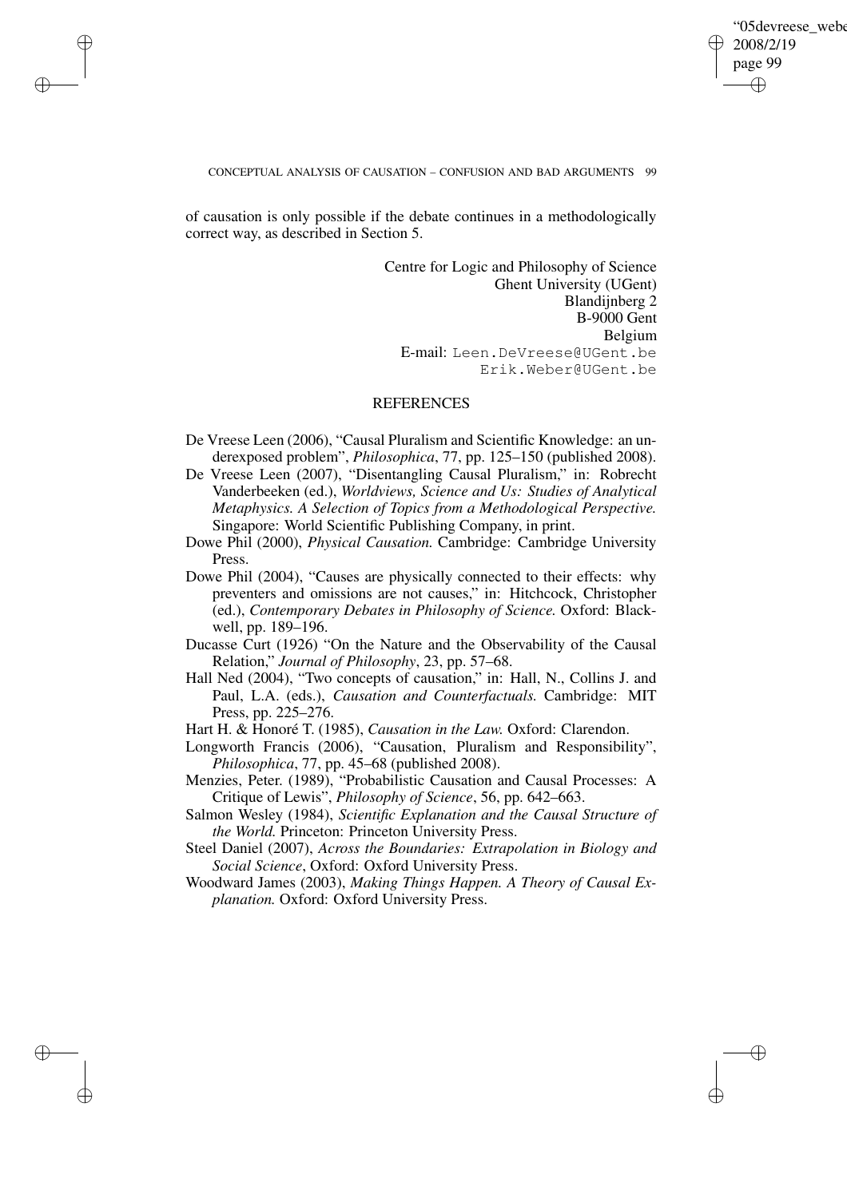of causation is only possible if the debate continues in a methodologically correct way, as described in Section 5.

Centre for Logic and Philosophy of Science
Ghent University (UGent)
Blandijnberg 2
B-9000 Gent
Belgium
E-mail: Leen.DeVreese@UGent.be
Erik.Weber@UGent.be

## REFERENCES

De Vreese Leen (2006), "Causal Pluralism and Scientific Knowledge: an underexposed problem", *Philosophica*, 77, pp. 125–150 (published 2008).

De Vreese Leen (2007), "Disentangling Causal Pluralism," in: Robrecht Vanderbeeken (ed.), *Worldviews, Science and Us: Studies of Analytical Metaphysics. A Selection of Topics from a Methodological Perspective.* Singapore: World Scientific Publishing Company, in print.

Dowe Phil (2000), *Physical Causation.* Cambridge: Cambridge University Press.

Dowe Phil (2004), "Causes are physically connected to their effects: why preventers and omissions are not causes," in: Hitchcock, Christopher (ed.), *Contemporary Debates in Philosophy of Science.* Oxford: Blackwell, pp. 189–196.

Ducasse Curt (1926) "On the Nature and the Observability of the Causal Relation," *Journal of Philosophy*, 23, pp. 57–68.

Hall Ned (2004), "Two concepts of causation," in: Hall, N., Collins J. and Paul, L.A. (eds.), *Causation and Counterfactuals.* Cambridge: MIT Press, pp. 225–276.

Hart H. & Honoré T. (1985), *Causation in the Law.* Oxford: Clarendon.

Longworth Francis (2006), "Causation, Pluralism and Responsibility", *Philosophica*, 77, pp. 45–68 (published 2008).

Menzies, Peter. (1989), "Probabilistic Causation and Causal Processes: A Critique of Lewis", *Philosophy of Science*, 56, pp. 642–663.

Salmon Wesley (1984), *Scientific Explanation and the Causal Structure of the World.* Princeton: Princeton University Press.

Steel Daniel (2007), *Across the Boundaries: Extrapolation in Biology and Social Science*, Oxford: Oxford University Press.

Woodward James (2003), *Making Things Happen. A Theory of Causal Explanation.* Oxford: Oxford University Press.